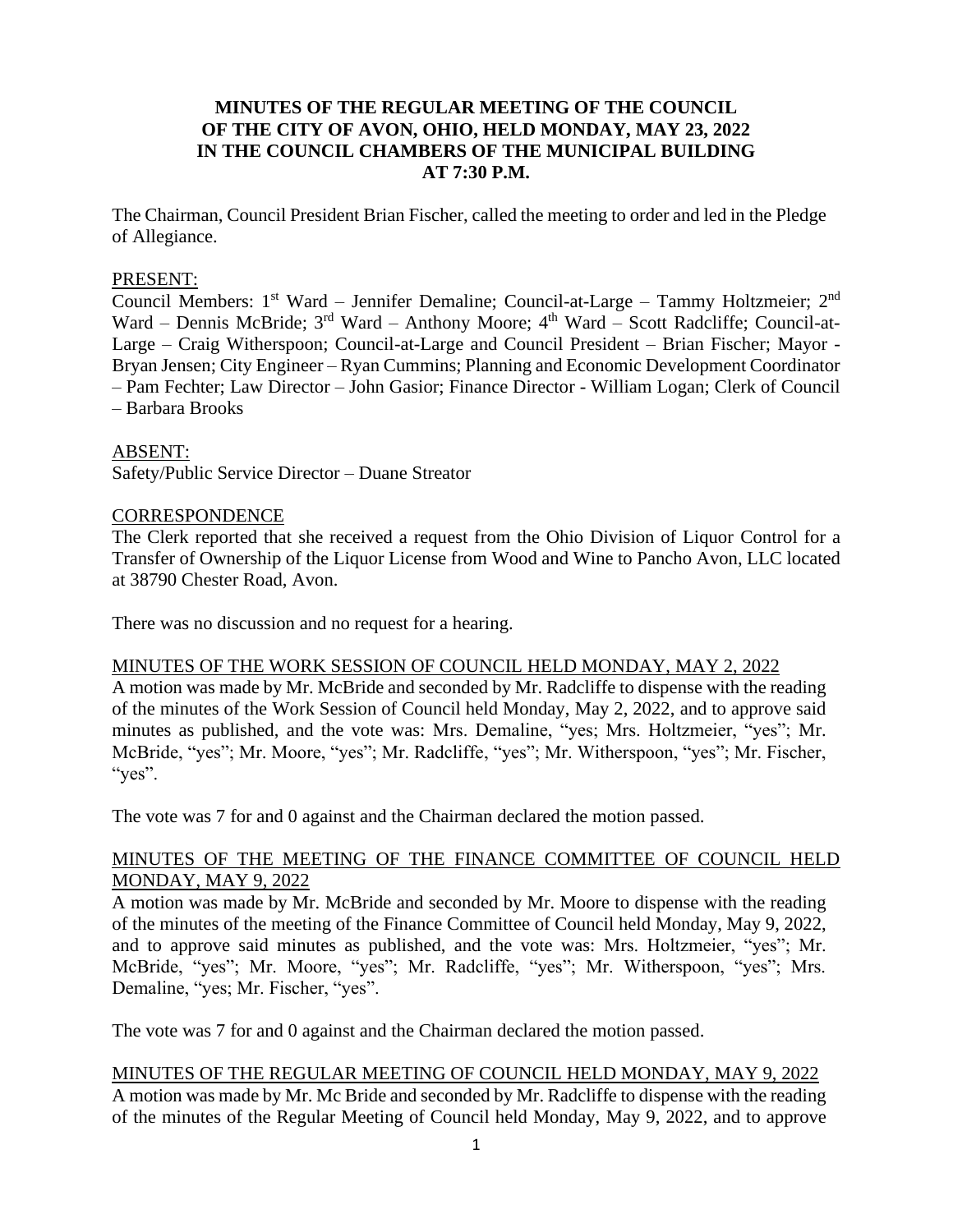# MINUTES OF THE REGULAR MEETING OF THE COUNCIL OF THE CITY OF AVON, OHIO, HELD MONDAY, MAY 23, 2022 IN THE COUNCIL CHAMBERS OF THE MUNICIPAL BUILDING AT 7:30 P.M.

The Chairman, Council President Brian Fischer, called the meeting to order and led in the Pledge of Allegiance.

PRESENT:

Council Members: 1st Ward – Jennifer Demaline; Council-at-Large – Tammy Holtzmeier; 2nd Ward – Dennis McBride; 3rd Ward – Anthony Moore; 4th Ward – Scott Radcliffe; Council-at-Large – Craig Witherspoon; Council-at-Large and Council President – Brian Fischer; Mayor - Bryan Jensen; City Engineer – Ryan Cummins; Planning and Economic Development Coordinator – Pam Fechter; Law Director – John Gasior; Finance Director - William Logan; Clerk of Council – Barbara Brooks

ABSENT:

Safety/Public Service Director – Duane Streator

CORRESPONDENCE

The Clerk reported that she received a request from the Ohio Division of Liquor Control for a Transfer of Ownership of the Liquor License from Wood and Wine to Pancho Avon, LLC located at 38790 Chester Road, Avon.

There was no discussion and no request for a hearing.

MINUTES OF THE WORK SESSION OF COUNCIL HELD MONDAY, MAY 2, 2022

A motion was made by Mr. McBride and seconded by Mr. Radcliffe to dispense with the reading of the minutes of the Work Session of Council held Monday, May 2, 2022, and to approve said minutes as published, and the vote was: Mrs. Demaline, "yes; Mrs. Holtzmeier, "yes"; Mr. McBride, "yes"; Mr. Moore, "yes"; Mr. Radcliffe, "yes"; Mr. Witherspoon, "yes"; Mr. Fischer, "yes".

The vote was 7 for and 0 against and the Chairman declared the motion passed.

MINUTES OF THE MEETING OF THE FINANCE COMMITTEE OF COUNCIL HELD MONDAY, MAY 9, 2022

A motion was made by Mr. McBride and seconded by Mr. Moore to dispense with the reading of the minutes of the meeting of the Finance Committee of Council held Monday, May 9, 2022, and to approve said minutes as published, and the vote was: Mrs. Holtzmeier, "yes"; Mr. McBride, "yes"; Mr. Moore, "yes"; Mr. Radcliffe, "yes"; Mr. Witherspoon, "yes"; Mrs. Demaline, "yes; Mr. Fischer, "yes".

The vote was 7 for and 0 against and the Chairman declared the motion passed.

MINUTES OF THE REGULAR MEETING OF COUNCIL HELD MONDAY, MAY 9, 2022

A motion was made by Mr. Mc Bride and seconded by Mr. Radcliffe to dispense with the reading of the minutes of the Regular Meeting of Council held Monday, May 9, 2022, and to approve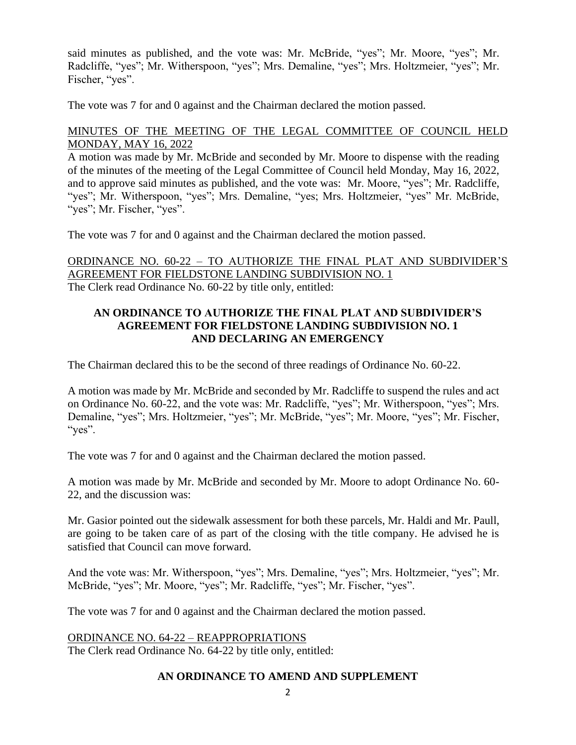said minutes as published, and the vote was: Mr. McBride, "yes"; Mr. Moore, "yes"; Mr. Radcliffe, "yes"; Mr. Witherspoon, "yes"; Mrs. Demaline, "yes"; Mrs. Holtzmeier, "yes"; Mr. Fischer, "yes".

The vote was 7 for and 0 against and the Chairman declared the motion passed.

MINUTES OF THE MEETING OF THE LEGAL COMMITTEE OF COUNCIL HELD MONDAY, MAY 16, 2022

A motion was made by Mr. McBride and seconded by Mr. Moore to dispense with the reading of the minutes of the meeting of the Legal Committee of Council held Monday, May 16, 2022, and to approve said minutes as published, and the vote was: Mr. Moore, "yes"; Mr. Radcliffe, "yes"; Mr. Witherspoon, "yes"; Mrs. Demaline, "yes; Mrs. Holtzmeier, "yes" Mr. McBride, "yes"; Mr. Fischer, "yes".

The vote was 7 for and 0 against and the Chairman declared the motion passed.

ORDINANCE NO. 60-22 – TO AUTHORIZE THE FINAL PLAT AND SUBDIVIDER'S AGREEMENT FOR FIELDSTONE LANDING SUBDIVISION NO. 1

The Clerk read Ordinance No. 60-22 by title only, entitled:

**AN ORDINANCE TO AUTHORIZE THE FINAL PLAT AND SUBDIVIDER'S AGREEMENT FOR FIELDSTONE LANDING SUBDIVISION NO. 1 AND DECLARING AN EMERGENCY**

The Chairman declared this to be the second of three readings of Ordinance No. 60-22.

A motion was made by Mr. McBride and seconded by Mr. Radcliffe to suspend the rules and act on Ordinance No. 60-22, and the vote was: Mr. Radcliffe, "yes"; Mr. Witherspoon, "yes"; Mrs. Demaline, "yes"; Mrs. Holtzmeier, "yes"; Mr. McBride, "yes"; Mr. Moore, "yes"; Mr. Fischer, "yes".

The vote was 7 for and 0 against and the Chairman declared the motion passed.

A motion was made by Mr. McBride and seconded by Mr. Moore to adopt Ordinance No. 60-22, and the discussion was:

Mr. Gasior pointed out the sidewalk assessment for both these parcels, Mr. Haldi and Mr. Paull, are going to be taken care of as part of the closing with the title company. He advised he is satisfied that Council can move forward.

And the vote was: Mr. Witherspoon, "yes"; Mrs. Demaline, "yes"; Mrs. Holtzmeier, "yes"; Mr. McBride, "yes"; Mr. Moore, "yes"; Mr. Radcliffe, "yes"; Mr. Fischer, "yes".

The vote was 7 for and 0 against and the Chairman declared the motion passed.

ORDINANCE NO. 64-22 – REAPPROPRIATIONS

The Clerk read Ordinance No. 64-22 by title only, entitled:

**AN ORDINANCE TO AMEND AND SUPPLEMENT**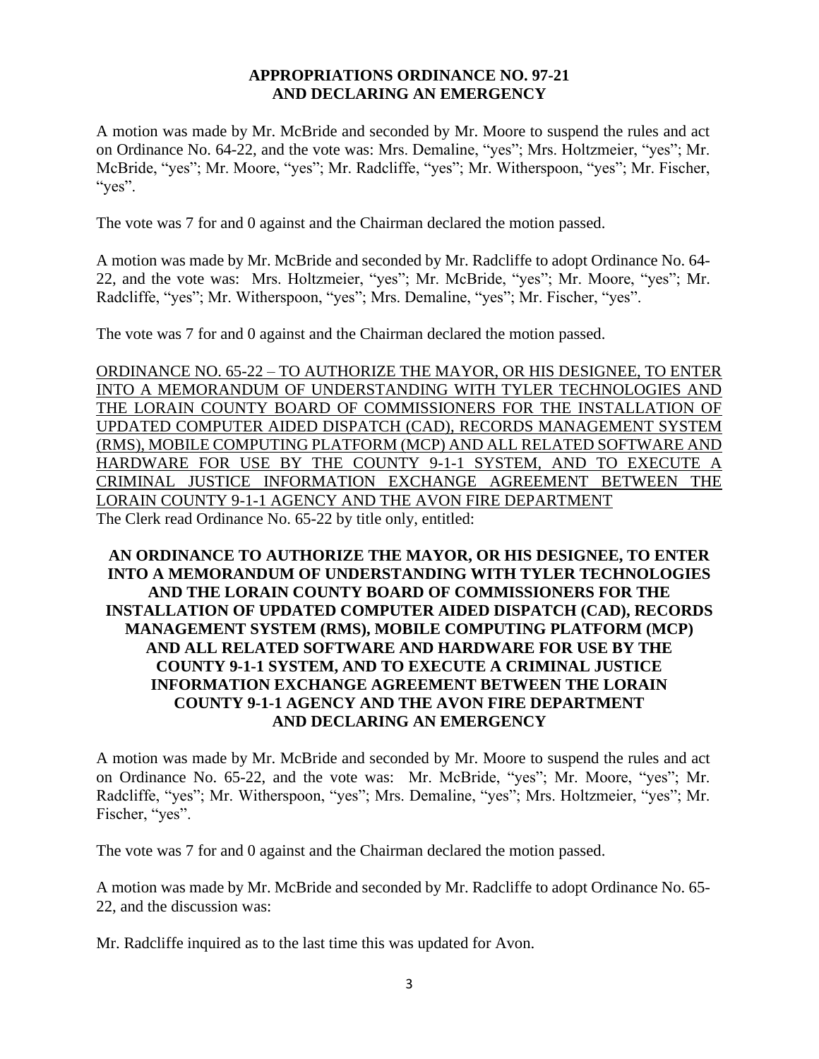**APPROPRIATIONS ORDINANCE NO. 97-21**
**AND DECLARING AN EMERGENCY**

A motion was made by Mr. McBride and seconded by Mr. Moore to suspend the rules and act on Ordinance No. 64-22, and the vote was: Mrs. Demaline, "yes"; Mrs. Holtzmeier, "yes"; Mr. McBride, "yes"; Mr. Moore, "yes"; Mr. Radcliffe, "yes"; Mr. Witherspoon, "yes"; Mr. Fischer, "yes".

The vote was 7 for and 0 against and the Chairman declared the motion passed.

A motion was made by Mr. McBride and seconded by Mr. Radcliffe to adopt Ordinance No. 64-22, and the vote was: Mrs. Holtzmeier, "yes"; Mr. McBride, "yes"; Mr. Moore, "yes"; Mr. Radcliffe, "yes"; Mr. Witherspoon, "yes"; Mrs. Demaline, "yes"; Mr. Fischer, "yes".

The vote was 7 for and 0 against and the Chairman declared the motion passed.

<u>ORDINANCE NO. 65-22 – TO AUTHORIZE THE MAYOR, OR HIS DESIGNEE, TO ENTER INTO A MEMORANDUM OF UNDERSTANDING WITH TYLER TECHNOLOGIES AND THE LORAIN COUNTY BOARD OF COMMISSIONERS FOR THE INSTALLATION OF UPDATED COMPUTER AIDED DISPATCH (CAD), RECORDS MANAGEMENT SYSTEM (RMS), MOBILE COMPUTING PLATFORM (MCP) AND ALL RELATED SOFTWARE AND HARDWARE FOR USE BY THE COUNTY 9-1-1 SYSTEM, AND TO EXECUTE A CRIMINAL JUSTICE INFORMATION EXCHANGE AGREEMENT BETWEEN THE LORAIN COUNTY 9-1-1 AGENCY AND THE AVON FIRE DEPARTMENT</u>

The Clerk read Ordinance No. 65-22 by title only, entitled:

**AN ORDINANCE TO AUTHORIZE THE MAYOR, OR HIS DESIGNEE, TO ENTER INTO A MEMORANDUM OF UNDERSTANDING WITH TYLER TECHNOLOGIES AND THE LORAIN COUNTY BOARD OF COMMISSIONERS FOR THE INSTALLATION OF UPDATED COMPUTER AIDED DISPATCH (CAD), RECORDS MANAGEMENT SYSTEM (RMS), MOBILE COMPUTING PLATFORM (MCP) AND ALL RELATED SOFTWARE AND HARDWARE FOR USE BY THE COUNTY 9-1-1 SYSTEM, AND TO EXECUTE A CRIMINAL JUSTICE INFORMATION EXCHANGE AGREEMENT BETWEEN THE LORAIN COUNTY 9-1-1 AGENCY AND THE AVON FIRE DEPARTMENT AND DECLARING AN EMERGENCY**

A motion was made by Mr. McBride and seconded by Mr. Moore to suspend the rules and act on Ordinance No. 65-22, and the vote was: Mr. McBride, "yes"; Mr. Moore, "yes"; Mr. Radcliffe, "yes"; Mr. Witherspoon, "yes"; Mrs. Demaline, "yes"; Mrs. Holtzmeier, "yes"; Mr. Fischer, "yes".

The vote was 7 for and 0 against and the Chairman declared the motion passed.

A motion was made by Mr. McBride and seconded by Mr. Radcliffe to adopt Ordinance No. 65-22, and the discussion was:

Mr. Radcliffe inquired as to the last time this was updated for Avon.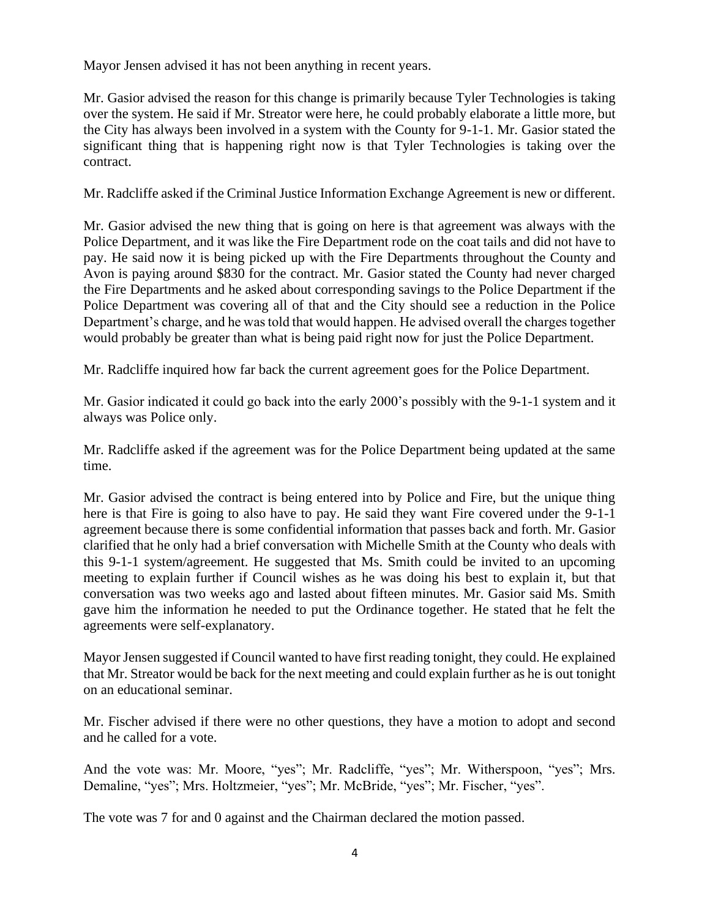Mayor Jensen advised it has not been anything in recent years.

Mr. Gasior advised the reason for this change is primarily because Tyler Technologies is taking over the system. He said if Mr. Streator were here, he could probably elaborate a little more, but the City has always been involved in a system with the County for 9-1-1. Mr. Gasior stated the significant thing that is happening right now is that Tyler Technologies is taking over the contract.

Mr. Radcliffe asked if the Criminal Justice Information Exchange Agreement is new or different.

Mr. Gasior advised the new thing that is going on here is that agreement was always with the Police Department, and it was like the Fire Department rode on the coat tails and did not have to pay. He said now it is being picked up with the Fire Departments throughout the County and Avon is paying around $830 for the contract. Mr. Gasior stated the County had never charged the Fire Departments and he asked about corresponding savings to the Police Department if the Police Department was covering all of that and the City should see a reduction in the Police Department's charge, and he was told that would happen. He advised overall the charges together would probably be greater than what is being paid right now for just the Police Department.

Mr. Radcliffe inquired how far back the current agreement goes for the Police Department.

Mr. Gasior indicated it could go back into the early 2000's possibly with the 9-1-1 system and it always was Police only.

Mr. Radcliffe asked if the agreement was for the Police Department being updated at the same time.

Mr. Gasior advised the contract is being entered into by Police and Fire, but the unique thing here is that Fire is going to also have to pay. He said they want Fire covered under the 9-1-1 agreement because there is some confidential information that passes back and forth. Mr. Gasior clarified that he only had a brief conversation with Michelle Smith at the County who deals with this 9-1-1 system/agreement. He suggested that Ms. Smith could be invited to an upcoming meeting to explain further if Council wishes as he was doing his best to explain it, but that conversation was two weeks ago and lasted about fifteen minutes. Mr. Gasior said Ms. Smith gave him the information he needed to put the Ordinance together. He stated that he felt the agreements were self-explanatory.

Mayor Jensen suggested if Council wanted to have first reading tonight, they could. He explained that Mr. Streator would be back for the next meeting and could explain further as he is out tonight on an educational seminar.

Mr. Fischer advised if there were no other questions, they have a motion to adopt and second and he called for a vote.

And the vote was: Mr. Moore, "yes"; Mr. Radcliffe, "yes"; Mr. Witherspoon, "yes"; Mrs. Demaline, "yes"; Mrs. Holtzmeier, "yes"; Mr. McBride, "yes"; Mr. Fischer, "yes".

The vote was 7 for and 0 against and the Chairman declared the motion passed.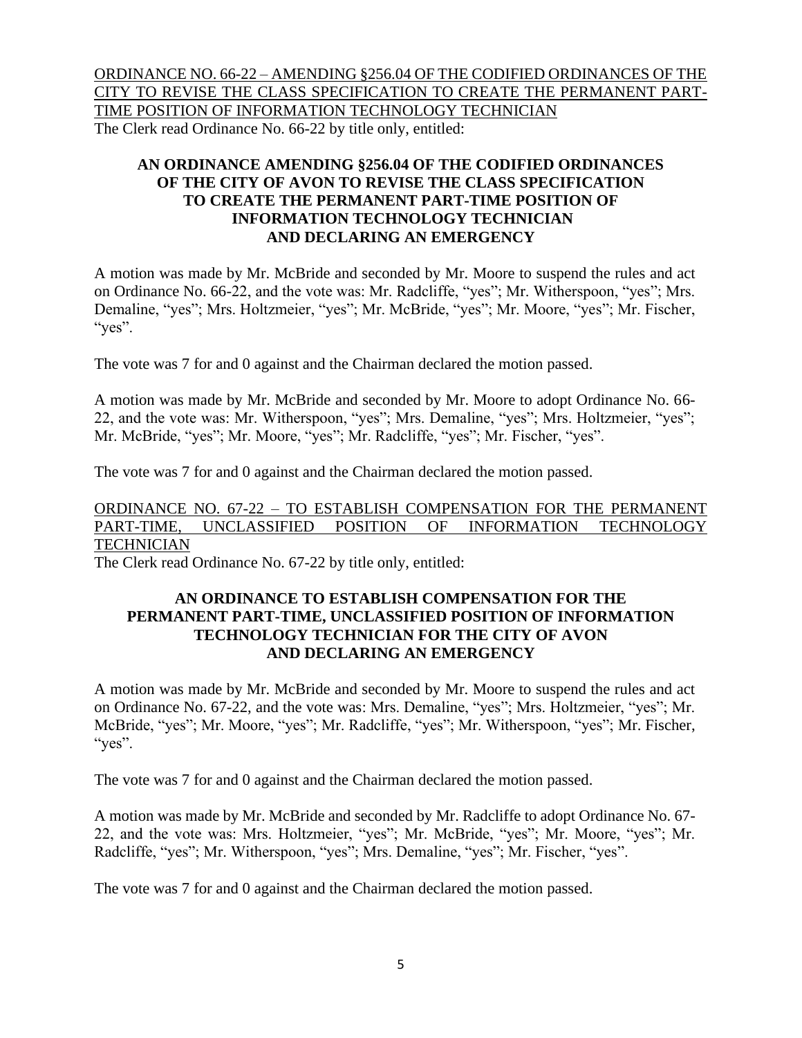<u>ORDINANCE NO. 66-22 – AMENDING §256.04 OF THE CODIFIED ORDINANCES OF THE CITY TO REVISE THE CLASS SPECIFICATION TO CREATE THE PERMANENT PART-TIME POSITION OF INFORMATION TECHNOLOGY TECHNICIAN</u>

The Clerk read Ordinance No. 66-22 by title only, entitled:

**AN ORDINANCE AMENDING §256.04 OF THE CODIFIED ORDINANCES OF THE CITY OF AVON TO REVISE THE CLASS SPECIFICATION TO CREATE THE PERMANENT PART-TIME POSITION OF INFORMATION TECHNOLOGY TECHNICIAN AND DECLARING AN EMERGENCY**

A motion was made by Mr. McBride and seconded by Mr. Moore to suspend the rules and act on Ordinance No. 66-22, and the vote was: Mr. Radcliffe, "yes"; Mr. Witherspoon, "yes"; Mrs. Demaline, "yes"; Mrs. Holtzmeier, "yes"; Mr. McBride, "yes"; Mr. Moore, "yes"; Mr. Fischer, "yes".

The vote was 7 for and 0 against and the Chairman declared the motion passed.

A motion was made by Mr. McBride and seconded by Mr. Moore to adopt Ordinance No. 66-22, and the vote was: Mr. Witherspoon, "yes"; Mrs. Demaline, "yes"; Mrs. Holtzmeier, "yes"; Mr. McBride, "yes"; Mr. Moore, "yes"; Mr. Radcliffe, "yes"; Mr. Fischer, "yes".

The vote was 7 for and 0 against and the Chairman declared the motion passed.

<u>ORDINANCE NO. 67-22 – TO ESTABLISH COMPENSATION FOR THE PERMANENT PART-TIME, UNCLASSIFIED POSITION OF INFORMATION TECHNOLOGY TECHNICIAN</u>

The Clerk read Ordinance No. 67-22 by title only, entitled:

**AN ORDINANCE TO ESTABLISH COMPENSATION FOR THE PERMANENT PART-TIME, UNCLASSIFIED POSITION OF INFORMATION TECHNOLOGY TECHNICIAN FOR THE CITY OF AVON AND DECLARING AN EMERGENCY**

A motion was made by Mr. McBride and seconded by Mr. Moore to suspend the rules and act on Ordinance No. 67-22, and the vote was: Mrs. Demaline, "yes"; Mrs. Holtzmeier, "yes"; Mr. McBride, "yes"; Mr. Moore, "yes"; Mr. Radcliffe, "yes"; Mr. Witherspoon, "yes"; Mr. Fischer, "yes".

The vote was 7 for and 0 against and the Chairman declared the motion passed.

A motion was made by Mr. McBride and seconded by Mr. Radcliffe to adopt Ordinance No. 67-22, and the vote was: Mrs. Holtzmeier, "yes"; Mr. McBride, "yes"; Mr. Moore, "yes"; Mr. Radcliffe, "yes"; Mr. Witherspoon, "yes"; Mrs. Demaline, "yes"; Mr. Fischer, "yes".

The vote was 7 for and 0 against and the Chairman declared the motion passed.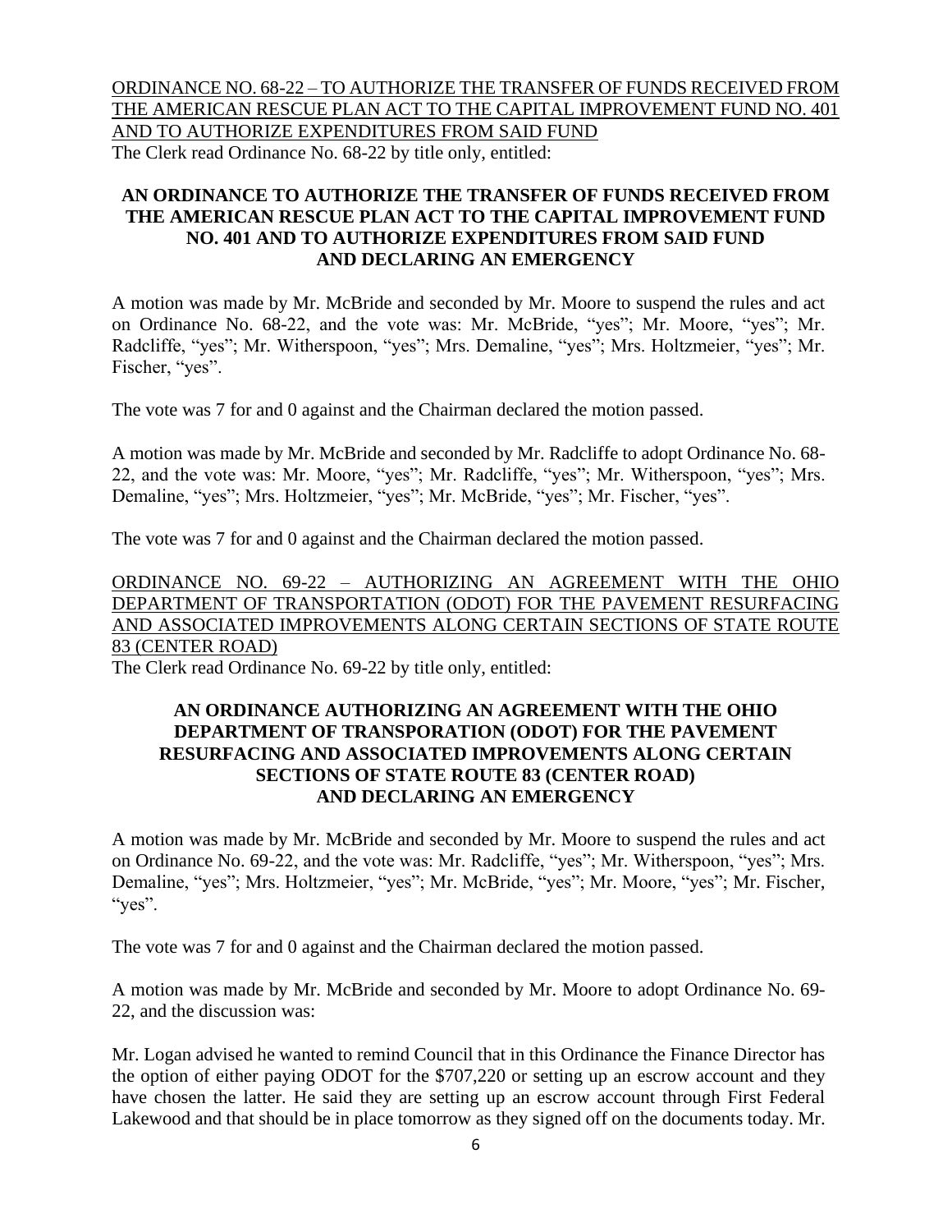ORDINANCE NO. 68-22 – TO AUTHORIZE THE TRANSFER OF FUNDS RECEIVED FROM THE AMERICAN RESCUE PLAN ACT TO THE CAPITAL IMPROVEMENT FUND NO. 401 AND TO AUTHORIZE EXPENDITURES FROM SAID FUND

The Clerk read Ordinance No. 68-22 by title only, entitled:

**AN ORDINANCE TO AUTHORIZE THE TRANSFER OF FUNDS RECEIVED FROM THE AMERICAN RESCUE PLAN ACT TO THE CAPITAL IMPROVEMENT FUND NO. 401 AND TO AUTHORIZE EXPENDITURES FROM SAID FUND AND DECLARING AN EMERGENCY**

A motion was made by Mr. McBride and seconded by Mr. Moore to suspend the rules and act on Ordinance No. 68-22, and the vote was: Mr. McBride, "yes"; Mr. Moore, "yes"; Mr. Radcliffe, "yes"; Mr. Witherspoon, "yes"; Mrs. Demaline, "yes"; Mrs. Holtzmeier, "yes"; Mr. Fischer, "yes".

The vote was 7 for and 0 against and the Chairman declared the motion passed.

A motion was made by Mr. McBride and seconded by Mr. Radcliffe to adopt Ordinance No. 68-22, and the vote was: Mr. Moore, "yes"; Mr. Radcliffe, "yes"; Mr. Witherspoon, "yes"; Mrs. Demaline, "yes"; Mrs. Holtzmeier, "yes"; Mr. McBride, "yes"; Mr. Fischer, "yes".

The vote was 7 for and 0 against and the Chairman declared the motion passed.

ORDINANCE NO. 69-22 – AUTHORIZING AN AGREEMENT WITH THE OHIO DEPARTMENT OF TRANSPORTATION (ODOT) FOR THE PAVEMENT RESURFACING AND ASSOCIATED IMPROVEMENTS ALONG CERTAIN SECTIONS OF STATE ROUTE 83 (CENTER ROAD)

The Clerk read Ordinance No. 69-22 by title only, entitled:

**AN ORDINANCE AUTHORIZING AN AGREEMENT WITH THE OHIO DEPARTMENT OF TRANSPORATION (ODOT) FOR THE PAVEMENT RESURFACING AND ASSOCIATED IMPROVEMENTS ALONG CERTAIN SECTIONS OF STATE ROUTE 83 (CENTER ROAD) AND DECLARING AN EMERGENCY**

A motion was made by Mr. McBride and seconded by Mr. Moore to suspend the rules and act on Ordinance No. 69-22, and the vote was: Mr. Radcliffe, "yes"; Mr. Witherspoon, "yes"; Mrs. Demaline, "yes"; Mrs. Holtzmeier, "yes"; Mr. McBride, "yes"; Mr. Moore, "yes"; Mr. Fischer, "yes".

The vote was 7 for and 0 against and the Chairman declared the motion passed.

A motion was made by Mr. McBride and seconded by Mr. Moore to adopt Ordinance No. 69-22, and the discussion was:

Mr. Logan advised he wanted to remind Council that in this Ordinance the Finance Director has the option of either paying ODOT for the $707,220 or setting up an escrow account and they have chosen the latter. He said they are setting up an escrow account through First Federal Lakewood and that should be in place tomorrow as they signed off on the documents today. Mr.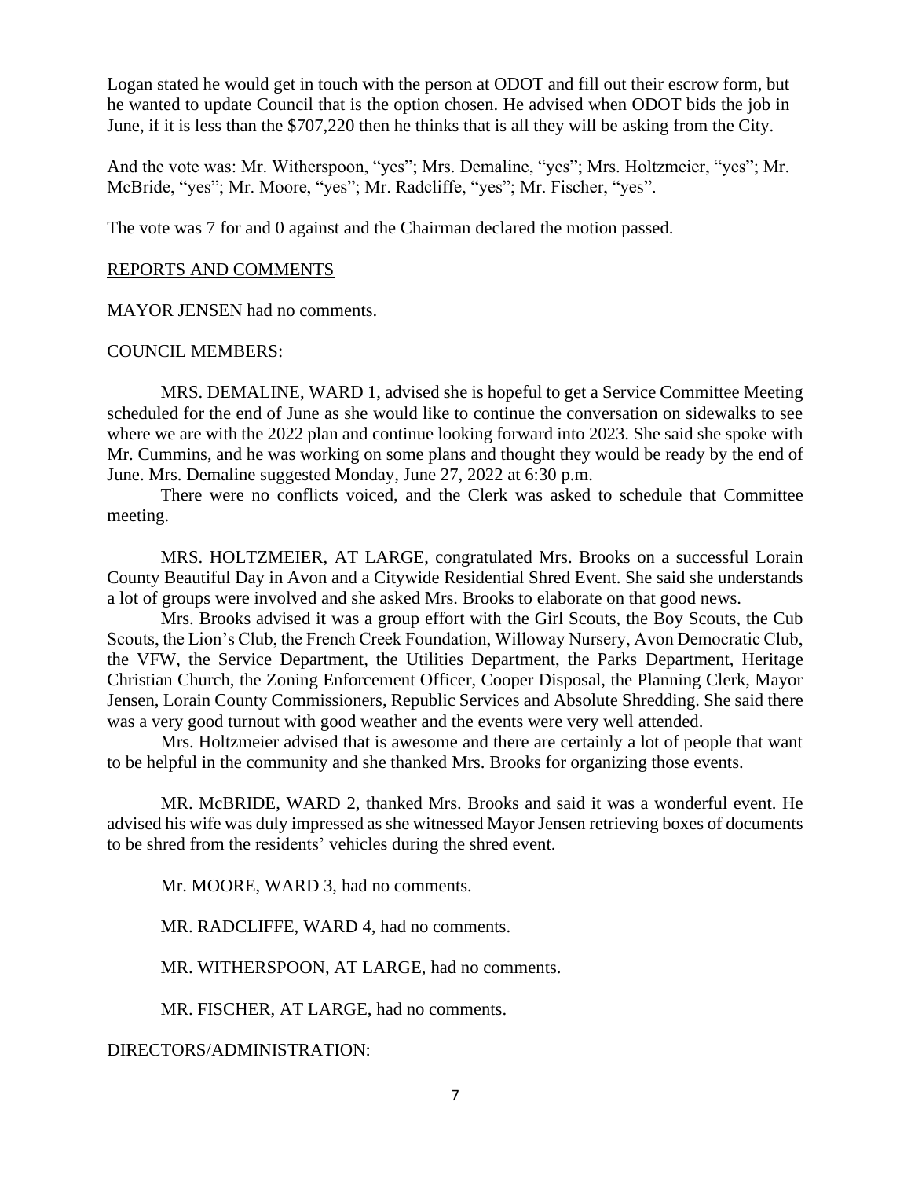Logan stated he would get in touch with the person at ODOT and fill out their escrow form, but he wanted to update Council that is the option chosen. He advised when ODOT bids the job in June, if it is less than the $707,220 then he thinks that is all they will be asking from the City.

And the vote was: Mr. Witherspoon, "yes"; Mrs. Demaline, "yes"; Mrs. Holtzmeier, "yes"; Mr. McBride, "yes"; Mr. Moore, "yes"; Mr. Radcliffe, "yes"; Mr. Fischer, "yes".

The vote was 7 for and 0 against and the Chairman declared the motion passed.

REPORTS AND COMMENTS

MAYOR JENSEN had no comments.

COUNCIL MEMBERS:

MRS. DEMALINE, WARD 1, advised she is hopeful to get a Service Committee Meeting scheduled for the end of June as she would like to continue the conversation on sidewalks to see where we are with the 2022 plan and continue looking forward into 2023. She said she spoke with Mr. Cummins, and he was working on some plans and thought they would be ready by the end of June. Mrs. Demaline suggested Monday, June 27, 2022 at 6:30 p.m.

There were no conflicts voiced, and the Clerk was asked to schedule that Committee meeting.

MRS. HOLTZMEIER, AT LARGE, congratulated Mrs. Brooks on a successful Lorain County Beautiful Day in Avon and a Citywide Residential Shred Event. She said she understands a lot of groups were involved and she asked Mrs. Brooks to elaborate on that good news.

Mrs. Brooks advised it was a group effort with the Girl Scouts, the Boy Scouts, the Cub Scouts, the Lion's Club, the French Creek Foundation, Willoway Nursery, Avon Democratic Club, the VFW, the Service Department, the Utilities Department, the Parks Department, Heritage Christian Church, the Zoning Enforcement Officer, Cooper Disposal, the Planning Clerk, Mayor Jensen, Lorain County Commissioners, Republic Services and Absolute Shredding. She said there was a very good turnout with good weather and the events were very well attended.

Mrs. Holtzmeier advised that is awesome and there are certainly a lot of people that want to be helpful in the community and she thanked Mrs. Brooks for organizing those events.

MR. McBRIDE, WARD 2, thanked Mrs. Brooks and said it was a wonderful event. He advised his wife was duly impressed as she witnessed Mayor Jensen retrieving boxes of documents to be shred from the residents' vehicles during the shred event.

Mr. MOORE, WARD 3, had no comments.

MR. RADCLIFFE, WARD 4, had no comments.

MR. WITHERSPOON, AT LARGE, had no comments.

MR. FISCHER, AT LARGE, had no comments.

DIRECTORS/ADMINISTRATION: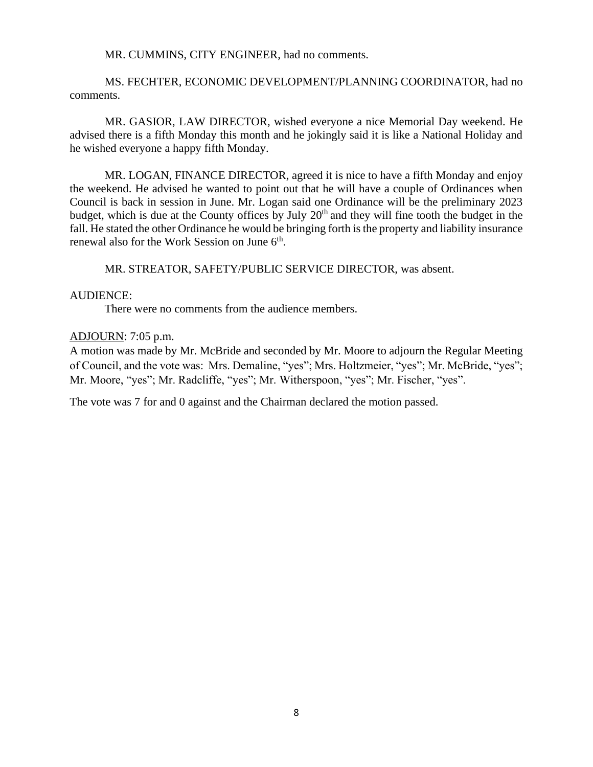MR. CUMMINS, CITY ENGINEER, had no comments.

MS. FECHTER, ECONOMIC DEVELOPMENT/PLANNING COORDINATOR, had no comments.

MR. GASIOR, LAW DIRECTOR, wished everyone a nice Memorial Day weekend. He advised there is a fifth Monday this month and he jokingly said it is like a National Holiday and he wished everyone a happy fifth Monday.

MR. LOGAN, FINANCE DIRECTOR, agreed it is nice to have a fifth Monday and enjoy the weekend. He advised he wanted to point out that he will have a couple of Ordinances when Council is back in session in June. Mr. Logan said one Ordinance will be the preliminary 2023 budget, which is due at the County offices by July 20th and they will fine tooth the budget in the fall. He stated the other Ordinance he would be bringing forth is the property and liability insurance renewal also for the Work Session on June 6th.

MR. STREATOR, SAFETY/PUBLIC SERVICE DIRECTOR, was absent.

AUDIENCE:

There were no comments from the audience members.

ADJOURN: 7:05 p.m.

A motion was made by Mr. McBride and seconded by Mr. Moore to adjourn the Regular Meeting of Council, and the vote was: Mrs. Demaline, "yes"; Mrs. Holtzmeier, "yes"; Mr. McBride, "yes"; Mr. Moore, "yes"; Mr. Radcliffe, "yes"; Mr. Witherspoon, "yes"; Mr. Fischer, "yes".

The vote was 7 for and 0 against and the Chairman declared the motion passed.